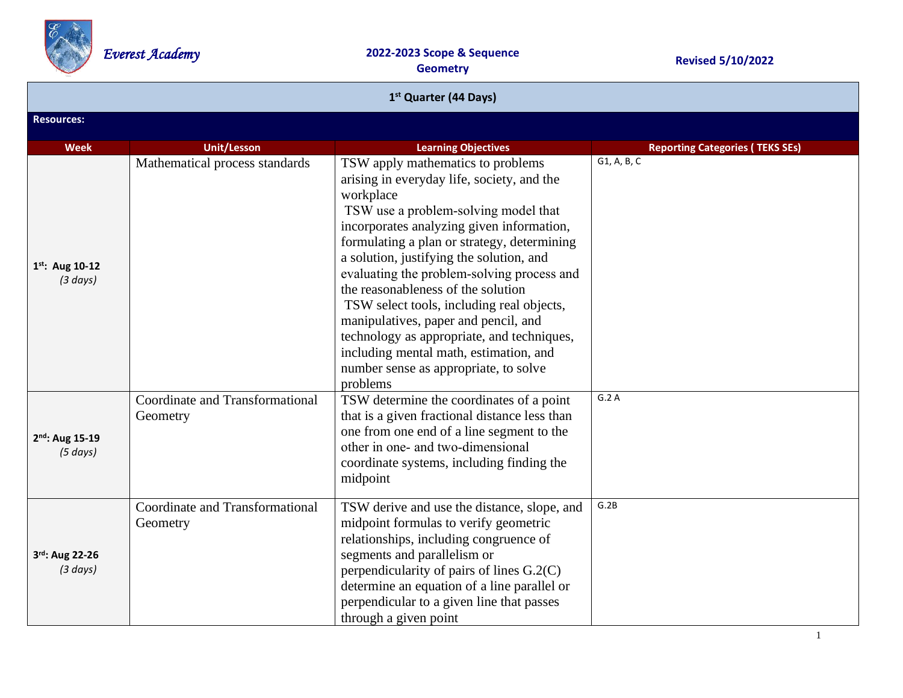Everest Academy

**2022-2023 Scope & Sequence**
**Geometry**

**Revised 5/10/2022**

| 1st Quarter (44 Days) | | | |
|---|---|---|---|
| **Resources:** | | | |
| **Week** | **Unit/Lesson** | **Learning Objectives** | **Reporting Categories ( TEKS SEs)** |
| **1st: Aug 10-12** *(3 days)* | Mathematical process standards | TSW apply mathematics to problems arising in everyday life, society, and the workplace TSW use a problem-solving model that incorporates analyzing given information, formulating a plan or strategy, determining a solution, justifying the solution, and evaluating the problem-solving process and the reasonableness of the solution TSW select tools, including real objects, manipulatives, paper and pencil, and technology as appropriate, and techniques, including mental math, estimation, and number sense as appropriate, to solve problems | G1, A, B, C |
| **2nd: Aug 15-19** *(5 days)* | Coordinate and Transformational Geometry | TSW determine the coordinates of a point that is a given fractional distance less than one from one end of a line segment to the other in one- and two-dimensional coordinate systems, including finding the midpoint | G.2 A |
| **3rd: Aug 22-26** *(3 days)* | Coordinate and Transformational Geometry | TSW derive and use the distance, slope, and midpoint formulas to verify geometric relationships, including congruence of segments and parallelism or perpendicularity of pairs of lines G.2(C) determine an equation of a line parallel or perpendicular to a given line that passes through a given point | G.2B |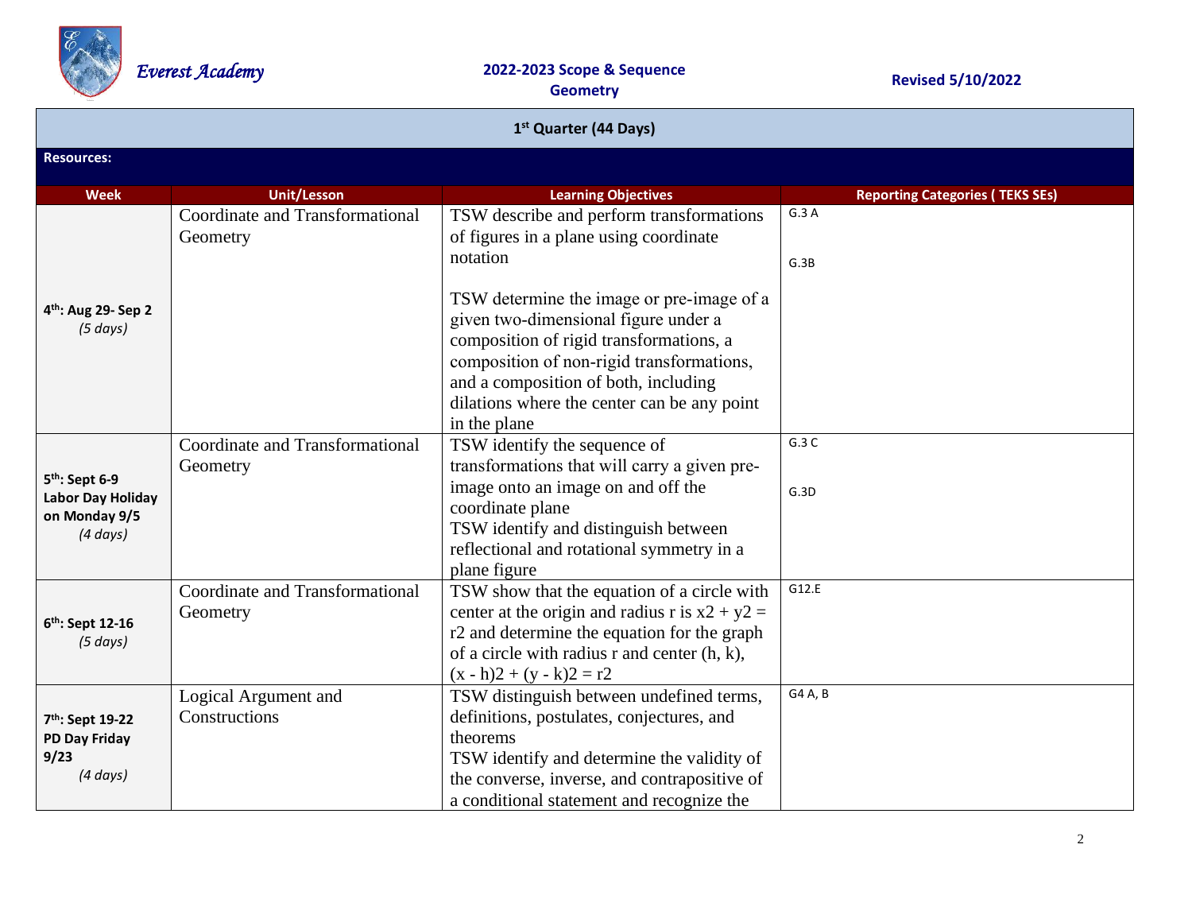| 1st Quarter (44 Days) | | | |
|---|---|---|---|
| **Resources:** | | | |
| **Week** | **Unit/Lesson** | **Learning Objectives** | **Reporting Categories ( TEKS SEs)** |
| **4th: Aug 29- Sep 2** *(5 days)* | Coordinate and Transformational Geometry | TSW describe and perform transformations of figures in a plane using coordinate notation<br><br>TSW determine the image or pre-image of a given two-dimensional figure under a composition of rigid transformations, a composition of non-rigid transformations, and a composition of both, including dilations where the center can be any point in the plane | G.3 A<br><br>G.3B |
| **5th: Sept 6-9 Labor Day Holiday on Monday 9/5** *(4 days)* | Coordinate and Transformational Geometry | TSW identify the sequence of transformations that will carry a given pre-image onto an image on and off the coordinate plane<br>TSW identify and distinguish between reflectional and rotational symmetry in a plane figure | G.3 C<br><br>G.3D |
| **6th: Sept 12-16** *(5 days)* | Coordinate and Transformational Geometry | TSW show that the equation of a circle with center at the origin and radius r is x2 + y2 = r2 and determine the equation for the graph of a circle with radius r and center (h, k), (x - h)2 + (y - k)2 = r2 | G12.E |
| **7th: Sept 19-22 PD Day Friday 9/23** *(4 days)* | Logical Argument and Constructions | TSW distinguish between undefined terms, definitions, postulates, conjectures, and theorems<br>TSW identify and determine the validity of the converse, inverse, and contrapositive of a conditional statement and recognize the | G4 A, B |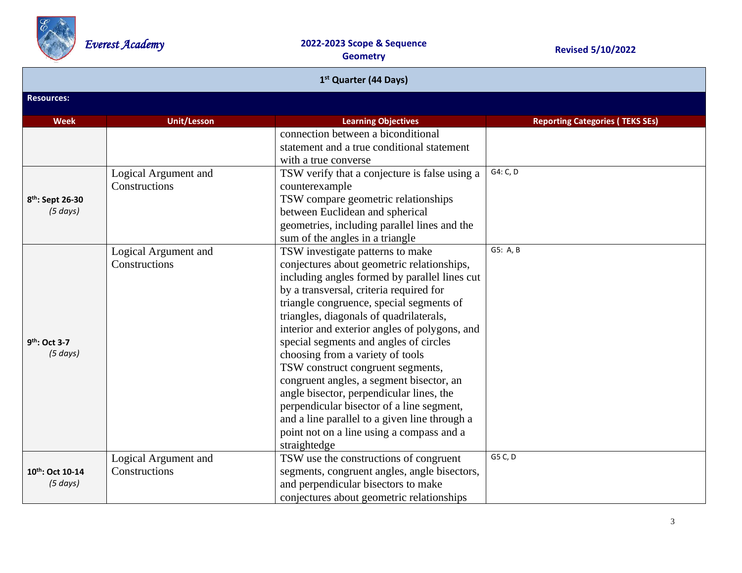| 1st Quarter (44 Days) | | | |
|---|---|---|---|
| **Resources:** | | | |
| **Week** | **Unit/Lesson** | **Learning Objectives** | **Reporting Categories ( TEKS SEs)** |
| | | connection between a biconditional statement and a true conditional statement with a true converse | |
| **8th: Sept 26-30** *(5 days)* | Logical Argument and Constructions | TSW verify that a conjecture is false using a counterexample<br>TSW compare geometric relationships between Euclidean and spherical geometries, including parallel lines and the sum of the angles in a triangle | G4: C, D |
| **9th: Oct 3-7** *(5 days)* | Logical Argument and Constructions | TSW investigate patterns to make conjectures about geometric relationships, including angles formed by parallel lines cut by a transversal, criteria required for triangle congruence, special segments of triangles, diagonals of quadrilaterals, interior and exterior angles of polygons, and special segments and angles of circles choosing from a variety of tools<br>TSW construct congruent segments, congruent angles, a segment bisector, an angle bisector, perpendicular lines, the perpendicular bisector of a line segment, and a line parallel to a given line through a point not on a line using a compass and a straightedge | G5: A, B |
| **10th: Oct 10-14** *(5 days)* | Logical Argument and Constructions | TSW use the constructions of congruent segments, congruent angles, angle bisectors, and perpendicular bisectors to make conjectures about geometric relationships | G5 C, D |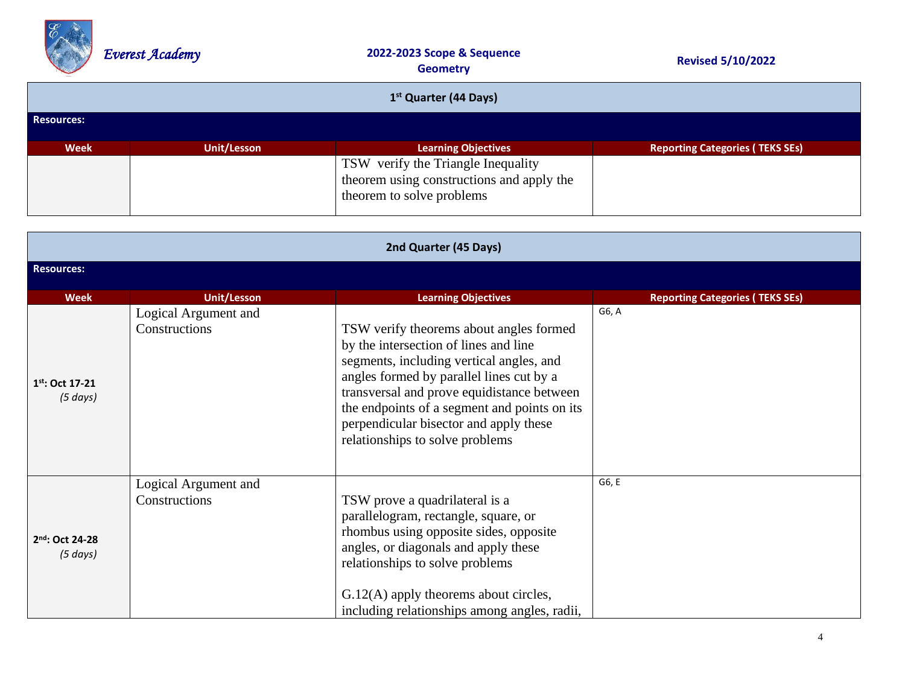Everest Academy

**2022-2023 Scope & Sequence**
**Geometry**

**Revised 5/10/2022**

| **1st Quarter (44 Days)** | | | |
|---|---|---|---|
| **Resources:** | | | |
| **Week** | **Unit/Lesson** | **Learning Objectives** | **Reporting Categories ( TEKS SEs)** |
| | | TSW verify the Triangle Inequality theorem using constructions and apply the theorem to solve problems | |

| **2nd Quarter (45 Days)** | | | |
|---|---|---|---|
| **Resources:** | | | |
| **Week** | **Unit/Lesson** | **Learning Objectives** | **Reporting Categories ( TEKS SEs)** |
| **1st: Oct 17-21** *(5 days)* | Logical Argument and Constructions | TSW verify theorems about angles formed by the intersection of lines and line segments, including vertical angles, and angles formed by parallel lines cut by a transversal and prove equidistance between the endpoints of a segment and points on its perpendicular bisector and apply these relationships to solve problems | G6, A |
| **2nd: Oct 24-28** *(5 days)* | Logical Argument and Constructions | TSW prove a quadrilateral is a parallelogram, rectangle, square, or rhombus using opposite sides, opposite angles, or diagonals and apply these relationships to solve problems<br><br>G.12(A) apply theorems about circles, including relationships among angles, radii, | G6, E |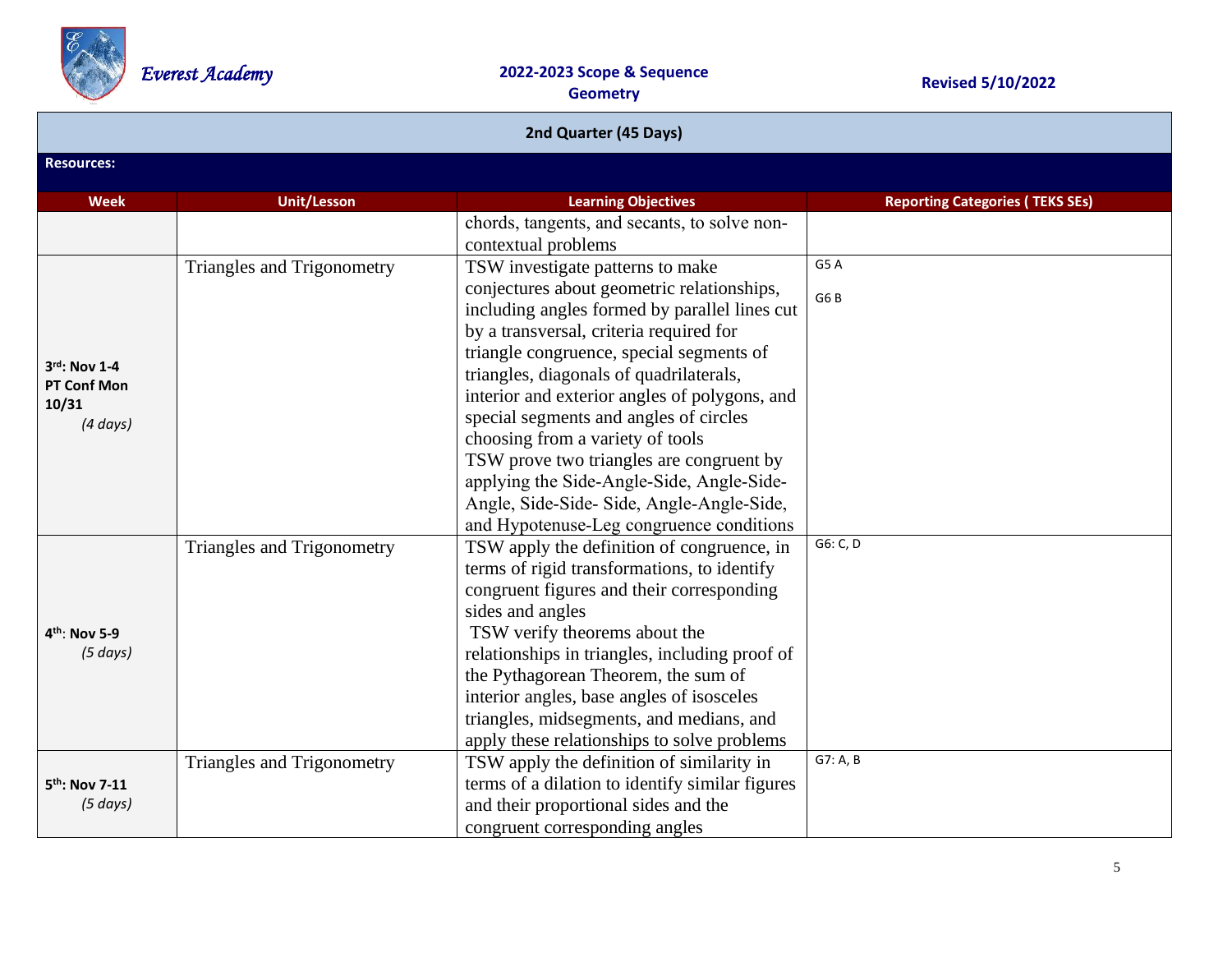| 2nd Quarter (45 Days) | | | |
|---|---|---|---|
| **Resources:** | | | |
| **Week** | **Unit/Lesson** | **Learning Objectives** | **Reporting Categories ( TEKS SEs)** |
| | | chords, tangents, and secants, to solve non-contextual problems | |
| **3rd: Nov 1-4 PT Conf Mon 10/31** *(4 days)* | Triangles and Trigonometry | TSW investigate patterns to make conjectures about geometric relationships, including angles formed by parallel lines cut by a transversal, criteria required for triangle congruence, special segments of triangles, diagonals of quadrilaterals, interior and exterior angles of polygons, and special segments and angles of circles choosing from a variety of tools<br>TSW prove two triangles are congruent by applying the Side-Angle-Side, Angle-Side-Angle, Side-Side- Side, Angle-Angle-Side, and Hypotenuse-Leg congruence conditions | G5 A<br>G6 B |
| **4th: Nov 5-9** *(5 days)* | Triangles and Trigonometry | TSW apply the definition of congruence, in terms of rigid transformations, to identify congruent figures and their corresponding sides and angles<br>TSW verify theorems about the relationships in triangles, including proof of the Pythagorean Theorem, the sum of interior angles, base angles of isosceles triangles, midsegments, and medians, and apply these relationships to solve problems | G6: C, D |
| **5th: Nov 7-11** *(5 days)* | Triangles and Trigonometry | TSW apply the definition of similarity in terms of a dilation to identify similar figures and their proportional sides and the congruent corresponding angles | G7: A, B |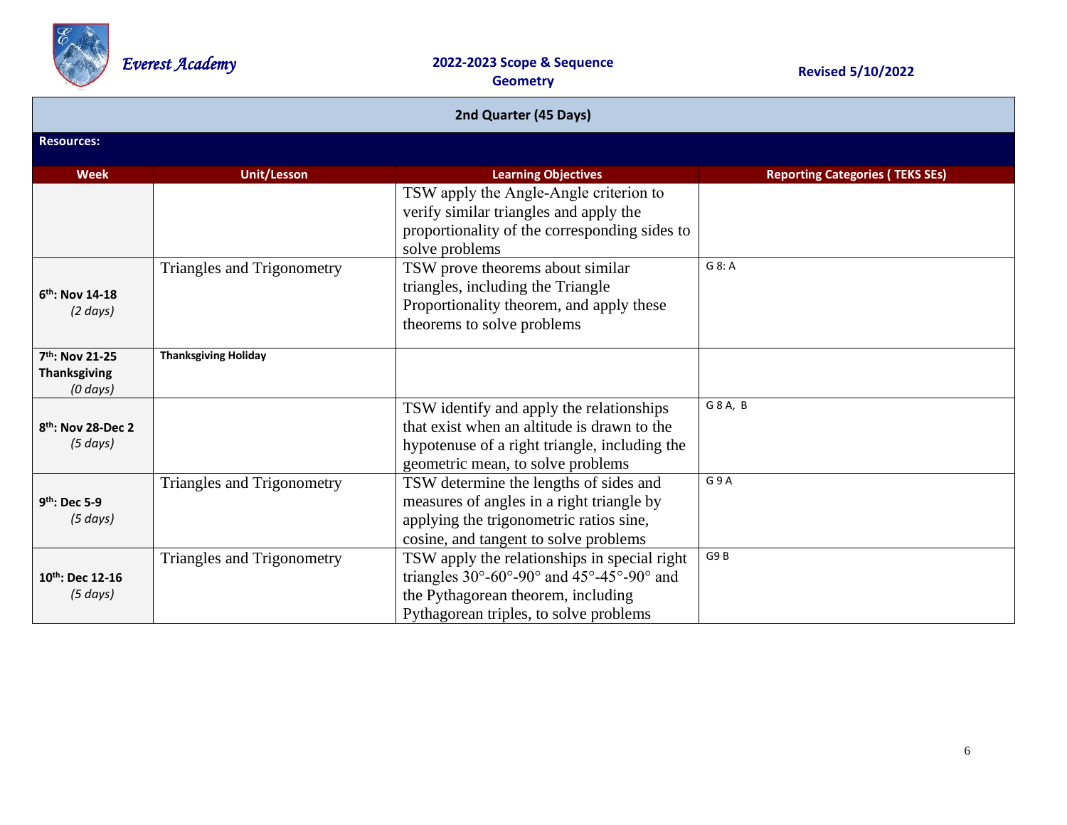| 2nd Quarter (45 Days) | | | |
|---|---|---|---|
| **Resources:** | | | |
| **Week** | **Unit/Lesson** | **Learning Objectives** | **Reporting Categories ( TEKS SEs)** |
| | | TSW apply the Angle-Angle criterion to verify similar triangles and apply the proportionality of the corresponding sides to solve problems | |
| **6th: Nov 14-18** *(2 days)* | Triangles and Trigonometry | TSW prove theorems about similar triangles, including the Triangle Proportionality theorem, and apply these theorems to solve problems | G 8: A |
| **7th: Nov 21-25 Thanksgiving** *(0 days)* | **Thanksgiving Holiday** | | |
| **8th: Nov 28-Dec 2** *(5 days)* | | TSW identify and apply the relationships that exist when an altitude is drawn to the hypotenuse of a right triangle, including the geometric mean, to solve problems | G 8 A, B |
| **9th: Dec 5-9** *(5 days)* | Triangles and Trigonometry | TSW determine the lengths of sides and measures of angles in a right triangle by applying the trigonometric ratios sine, cosine, and tangent to solve problems | G 9 A |
| **10th: Dec 12-16** *(5 days)* | Triangles and Trigonometry | TSW apply the relationships in special right triangles 30°-60°-90° and 45°-45°-90° and the Pythagorean theorem, including Pythagorean triples, to solve problems | G9 B |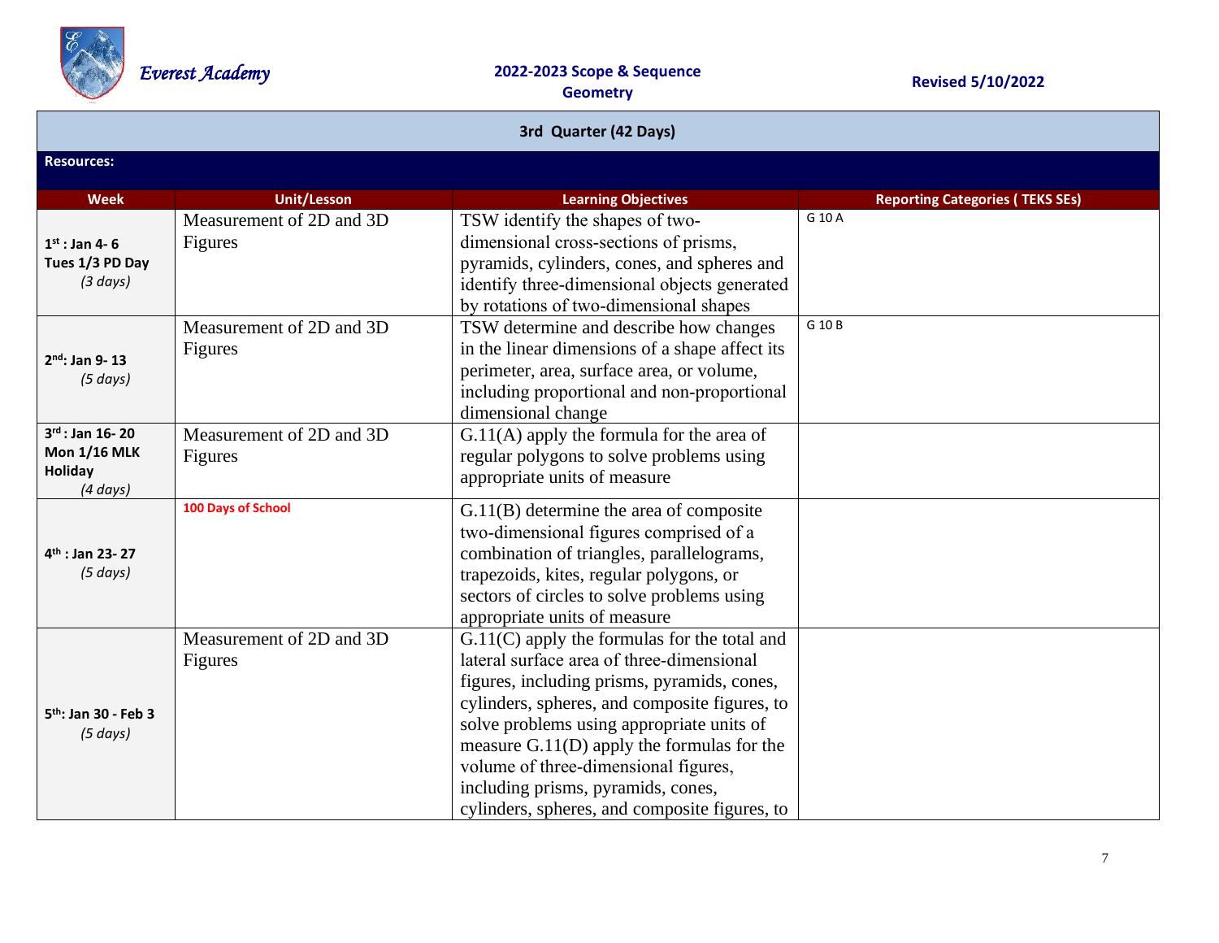Everest Academy

**2022-2023 Scope & Sequence**
**Geometry**

**Revised 5/10/2022**

| **3rd Quarter (42 Days)** | | | |
|---|---|---|---|
| **Resources:** | | | |
| **Week** | **Unit/Lesson** | **Learning Objectives** | **Reporting Categories ( TEKS SEs)** |
| **1st : Jan 4- 6** **Tues 1/3 PD Day** *(3 days)* | Measurement of 2D and 3D Figures | TSW identify the shapes of two-dimensional cross-sections of prisms, pyramids, cylinders, cones, and spheres and identify three-dimensional objects generated by rotations of two-dimensional shapes | G 10 A |
| **2nd: Jan 9- 13** *(5 days)* | Measurement of 2D and 3D Figures | TSW determine and describe how changes in the linear dimensions of a shape affect its perimeter, area, surface area, or volume, including proportional and non-proportional dimensional change | G 10 B |
| **3rd : Jan 16- 20** **Mon 1/16 MLK Holiday** *(4 days)* | Measurement of 2D and 3D Figures | G.11(A) apply the formula for the area of regular polygons to solve problems using appropriate units of measure | |
| **4th : Jan 23- 27** *(5 days)* | **100 Days of School** | G.11(B) determine the area of composite two-dimensional figures comprised of a combination of triangles, parallelograms, trapezoids, kites, regular polygons, or sectors of circles to solve problems using appropriate units of measure | |
| **5th: Jan 30 - Feb 3** *(5 days)* | Measurement of 2D and 3D Figures | G.11(C) apply the formulas for the total and lateral surface area of three-dimensional figures, including prisms, pyramids, cones, cylinders, spheres, and composite figures, to solve problems using appropriate units of measure G.11(D) apply the formulas for the volume of three-dimensional figures, including prisms, pyramids, cones, cylinders, spheres, and composite figures, to | |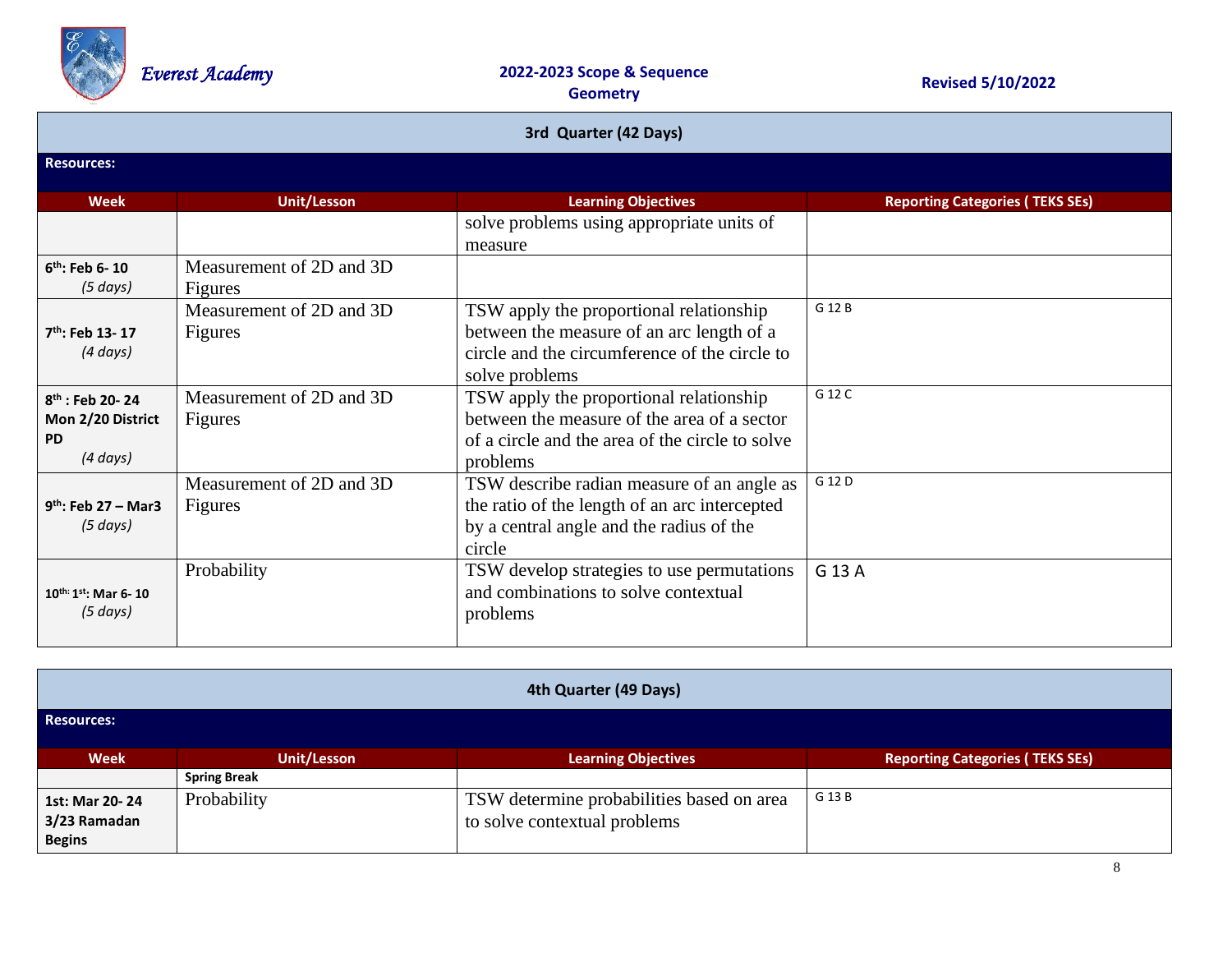## 3rd Quarter (42 Days)

**Resources:**

| Week | Unit/Lesson | Learning Objectives | Reporting Categories ( TEKS SEs) |
|---|---|---|---|
| | | solve problems using appropriate units of measure | |
| 6th: Feb 6- 10 *(5 days)* | Measurement of 2D and 3D Figures | | |
| 7th: Feb 13- 17 *(4 days)* | Measurement of 2D and 3D Figures | TSW apply the proportional relationship between the measure of an arc length of a circle and the circumference of the circle to solve problems | G 12 B |
| 8th : Feb 20- 24 Mon 2/20 District PD *(4 days)* | Measurement of 2D and 3D Figures | TSW apply the proportional relationship between the measure of the area of a sector of a circle and the area of the circle to solve problems | G 12 C |
| 9th: Feb 27 – Mar3 *(5 days)* | Measurement of 2D and 3D Figures | TSW describe radian measure of an angle as the ratio of the length of an arc intercepted by a central angle and the radius of the circle | G 12 D |
| 10th: 1st: Mar 6- 10 *(5 days)* | Probability | TSW develop strategies to use permutations and combinations to solve contextual problems | G 13 A |

## 4th Quarter (49 Days)

**Resources:**

| Week | Unit/Lesson | Learning Objectives | Reporting Categories ( TEKS SEs) |
|---|---|---|---|
| | **Spring Break** | | |
| 1st: Mar 20- 24 3/23 Ramadan Begins | Probability | TSW determine probabilities based on area to solve contextual problems | G 13 B |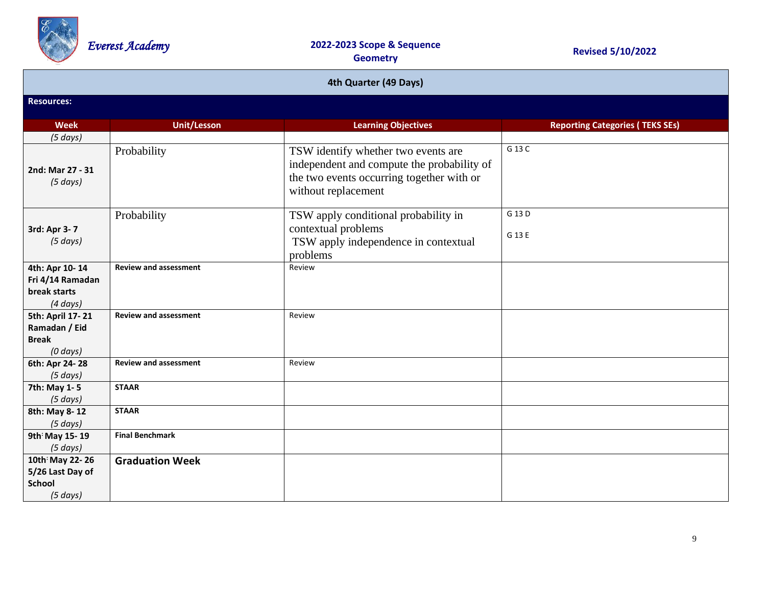Everest Academy

**2022-2023 Scope & Sequence**
**Geometry**

**Revised 5/10/2022**

| 4th Quarter (49 Days) | | | |
|---|---|---|---|
| **Resources:** | | | |
| **Week** | **Unit/Lesson** | **Learning Objectives** | **Reporting Categories ( TEKS SEs)** |
| *(5 days)* | | | |
| **2nd: Mar 27 - 31** *(5 days)* | Probability | TSW identify whether two events are independent and compute the probability of the two events occurring together with or without replacement | G 13 C |
| **3rd: Apr 3- 7** *(5 days)* | Probability | TSW apply conditional probability in contextual problems<br>TSW apply independence in contextual problems | G 13 D<br>G 13 E |
| **4th: Apr 10- 14 Fri 4/14 Ramadan break starts** *(4 days)* | **Review and assessment** | Review | |
| **5th: April 17- 21 Ramadan / Eid Break** *(0 days)* | **Review and assessment** | Review | |
| **6th: Apr 24- 28** *(5 days)* | **Review and assessment** | Review | |
| **7th: May 1- 5** *(5 days)* | **STAAR** | | |
| **8th: May 8- 12** *(5 days)* | **STAAR** | | |
| **9th: May 15- 19** *(5 days)* | **Final Benchmark** | | |
| **10th: May 22- 26 5/26 Last Day of School** *(5 days)* | **Graduation Week** | | |